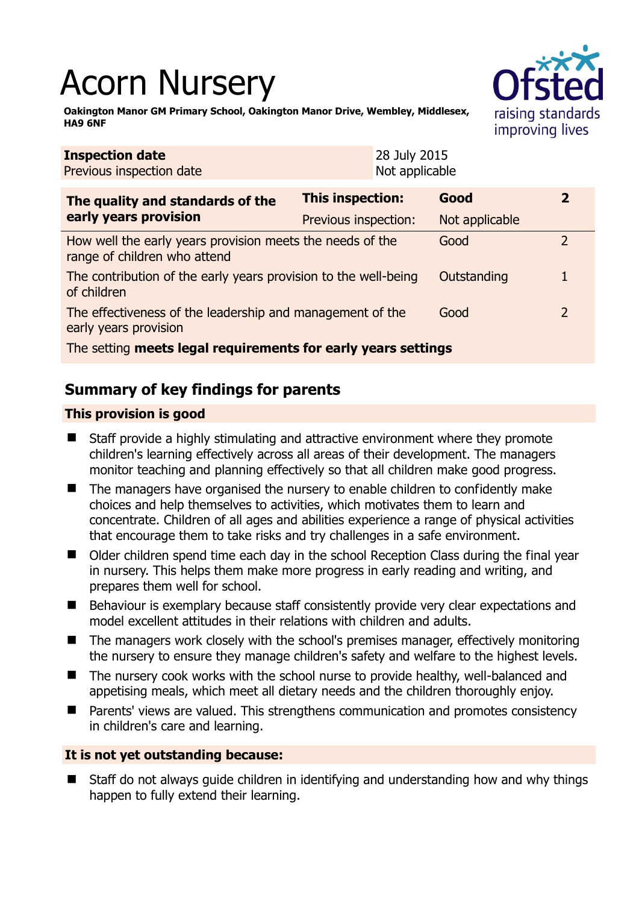# Acorn Nursery

**Oakington Manor GM Primary School, Oakington Manor Drive, Wembley, Middlesex, HA9 6NF**

| **Inspection date** | 28 July 2015 |
|---|---|
| Previous inspection date | Not applicable |

| **The quality and standards of the early years provision** | **This inspection:** | **Good** | **2** |
|---|---|---|---|
| | Previous inspection: | Not applicable | |
| How well the early years provision meets the needs of the range of children who attend | | Good | 2 |
| The contribution of the early years provision to the well-being of children | | Outstanding | 1 |
| The effectiveness of the leadership and management of the early years provision | | Good | 2 |
| The setting **meets legal requirements for early years settings** | | | |

## Summary of key findings for parents

### This provision is good

- Staff provide a highly stimulating and attractive environment where they promote children's learning effectively across all areas of their development. The managers monitor teaching and planning effectively so that all children make good progress.
- The managers have organised the nursery to enable children to confidently make choices and help themselves to activities, which motivates them to learn and concentrate. Children of all ages and abilities experience a range of physical activities that encourage them to take risks and try challenges in a safe environment.
- Older children spend time each day in the school Reception Class during the final year in nursery. This helps them make more progress in early reading and writing, and prepares them well for school.
- Behaviour is exemplary because staff consistently provide very clear expectations and model excellent attitudes in their relations with children and adults.
- The managers work closely with the school's premises manager, effectively monitoring the nursery to ensure they manage children's safety and welfare to the highest levels.
- The nursery cook works with the school nurse to provide healthy, well-balanced and appetising meals, which meet all dietary needs and the children thoroughly enjoy.
- Parents' views are valued. This strengthens communication and promotes consistency in children's care and learning.

### It is not yet outstanding because:

- Staff do not always guide children in identifying and understanding how and why things happen to fully extend their learning.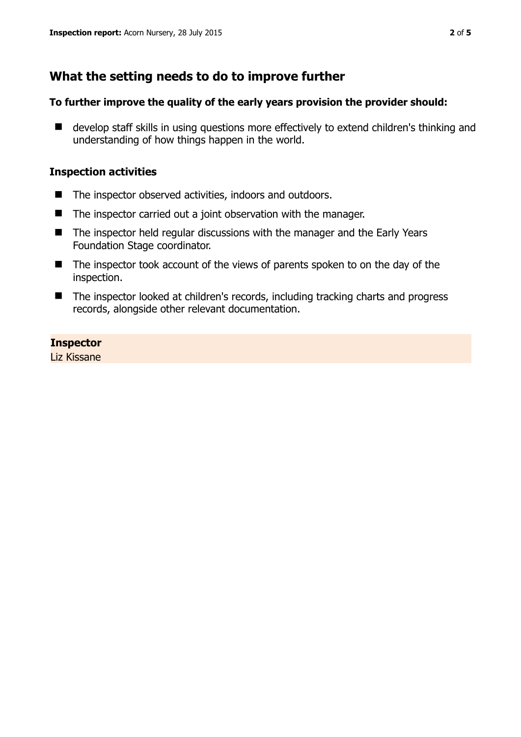## What the setting needs to do to improve further

**To further improve the quality of the early years provision the provider should:**

- develop staff skills in using questions more effectively to extend children's thinking and understanding of how things happen in the world.

### Inspection activities

- The inspector observed activities, indoors and outdoors.
- The inspector carried out a joint observation with the manager.
- The inspector held regular discussions with the manager and the Early Years Foundation Stage coordinator.
- The inspector took account of the views of parents spoken to on the day of the inspection.
- The inspector looked at children's records, including tracking charts and progress records, alongside other relevant documentation.

**Inspector**
Liz Kissane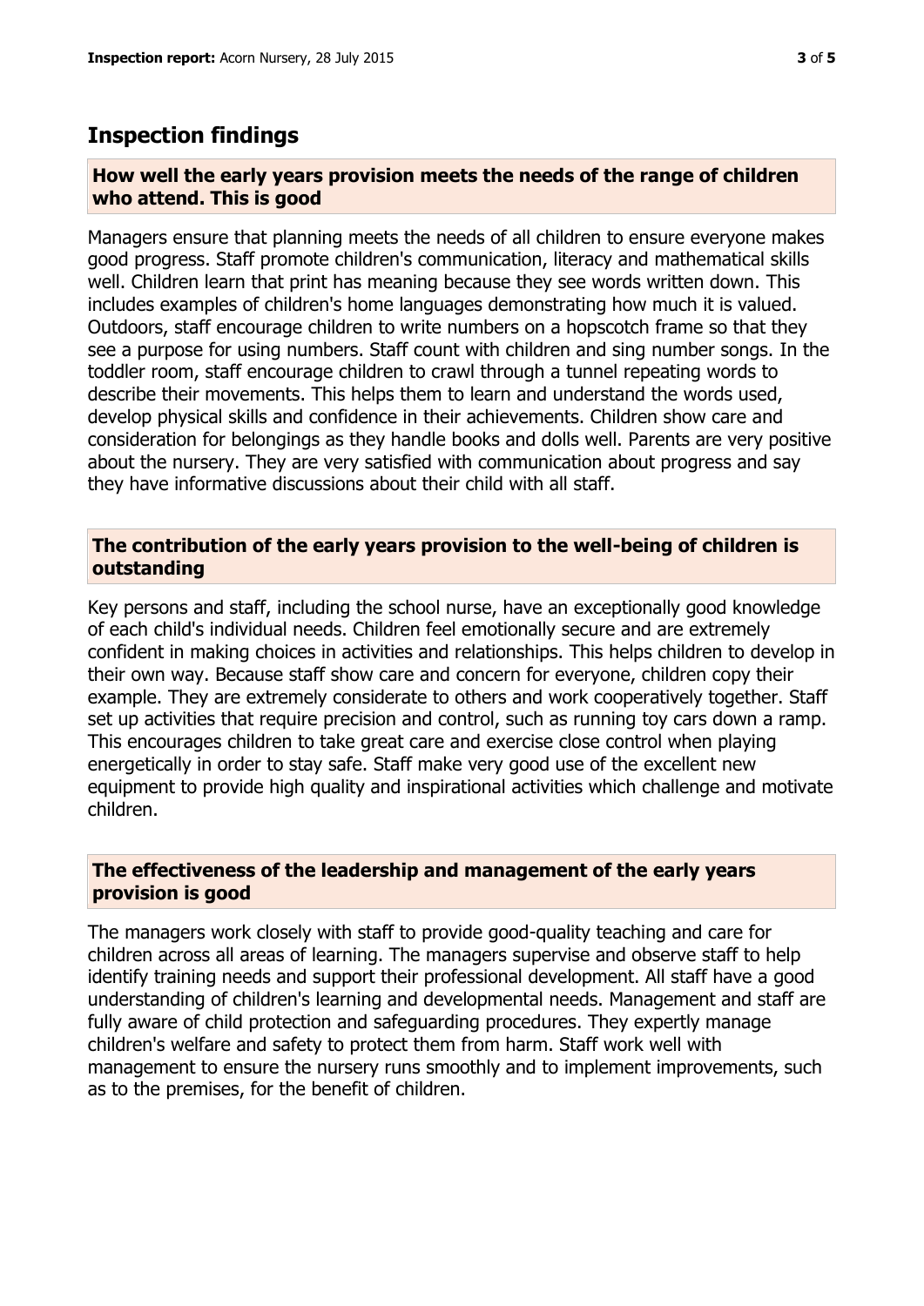## Inspection findings

### How well the early years provision meets the needs of the range of children who attend. This is good

Managers ensure that planning meets the needs of all children to ensure everyone makes good progress. Staff promote children's communication, literacy and mathematical skills well. Children learn that print has meaning because they see words written down. This includes examples of children's home languages demonstrating how much it is valued. Outdoors, staff encourage children to write numbers on a hopscotch frame so that they see a purpose for using numbers. Staff count with children and sing number songs. In the toddler room, staff encourage children to crawl through a tunnel repeating words to describe their movements. This helps them to learn and understand the words used, develop physical skills and confidence in their achievements. Children show care and consideration for belongings as they handle books and dolls well. Parents are very positive about the nursery. They are very satisfied with communication about progress and say they have informative discussions about their child with all staff.

### The contribution of the early years provision to the well-being of children is outstanding

Key persons and staff, including the school nurse, have an exceptionally good knowledge of each child's individual needs. Children feel emotionally secure and are extremely confident in making choices in activities and relationships. This helps children to develop in their own way. Because staff show care and concern for everyone, children copy their example. They are extremely considerate to others and work cooperatively together. Staff set up activities that require precision and control, such as running toy cars down a ramp. This encourages children to take great care and exercise close control when playing energetically in order to stay safe. Staff make very good use of the excellent new equipment to provide high quality and inspirational activities which challenge and motivate children.

### The effectiveness of the leadership and management of the early years provision is good

The managers work closely with staff to provide good-quality teaching and care for children across all areas of learning. The managers supervise and observe staff to help identify training needs and support their professional development. All staff have a good understanding of children's learning and developmental needs. Management and staff are fully aware of child protection and safeguarding procedures. They expertly manage children's welfare and safety to protect them from harm. Staff work well with management to ensure the nursery runs smoothly and to implement improvements, such as to the premises, for the benefit of children.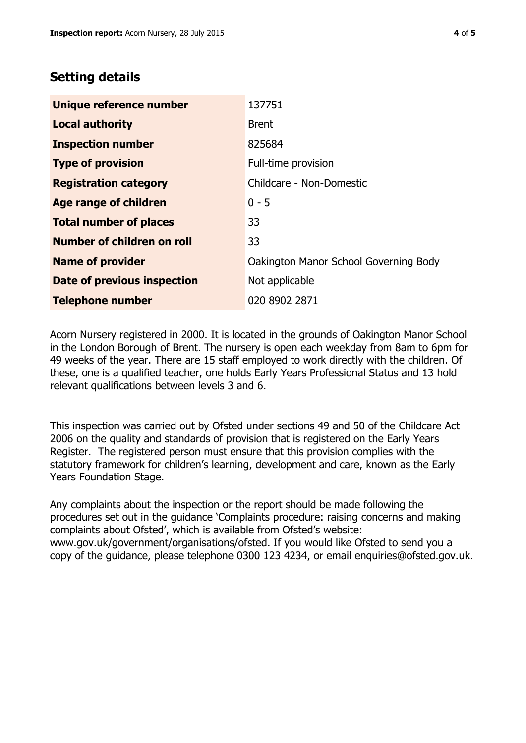## Setting details

| | |
|---|---|
| **Unique reference number** | 137751 |
| **Local authority** | Brent |
| **Inspection number** | 825684 |
| **Type of provision** | Full-time provision |
| **Registration category** | Childcare - Non-Domestic |
| **Age range of children** | 0 - 5 |
| **Total number of places** | 33 |
| **Number of children on roll** | 33 |
| **Name of provider** | Oakington Manor School Governing Body |
| **Date of previous inspection** | Not applicable |
| **Telephone number** | 020 8902 2871 |

Acorn Nursery registered in 2000. It is located in the grounds of Oakington Manor School in the London Borough of Brent. The nursery is open each weekday from 8am to 6pm for 49 weeks of the year. There are 15 staff employed to work directly with the children. Of these, one is a qualified teacher, one holds Early Years Professional Status and 13 hold relevant qualifications between levels 3 and 6.

This inspection was carried out by Ofsted under sections 49 and 50 of the Childcare Act 2006 on the quality and standards of provision that is registered on the Early Years Register. The registered person must ensure that this provision complies with the statutory framework for children's learning, development and care, known as the Early Years Foundation Stage.

Any complaints about the inspection or the report should be made following the procedures set out in the guidance 'Complaints procedure: raising concerns and making complaints about Ofsted', which is available from Ofsted's website: www.gov.uk/government/organisations/ofsted. If you would like Ofsted to send you a copy of the guidance, please telephone 0300 123 4234, or email enquiries@ofsted.gov.uk.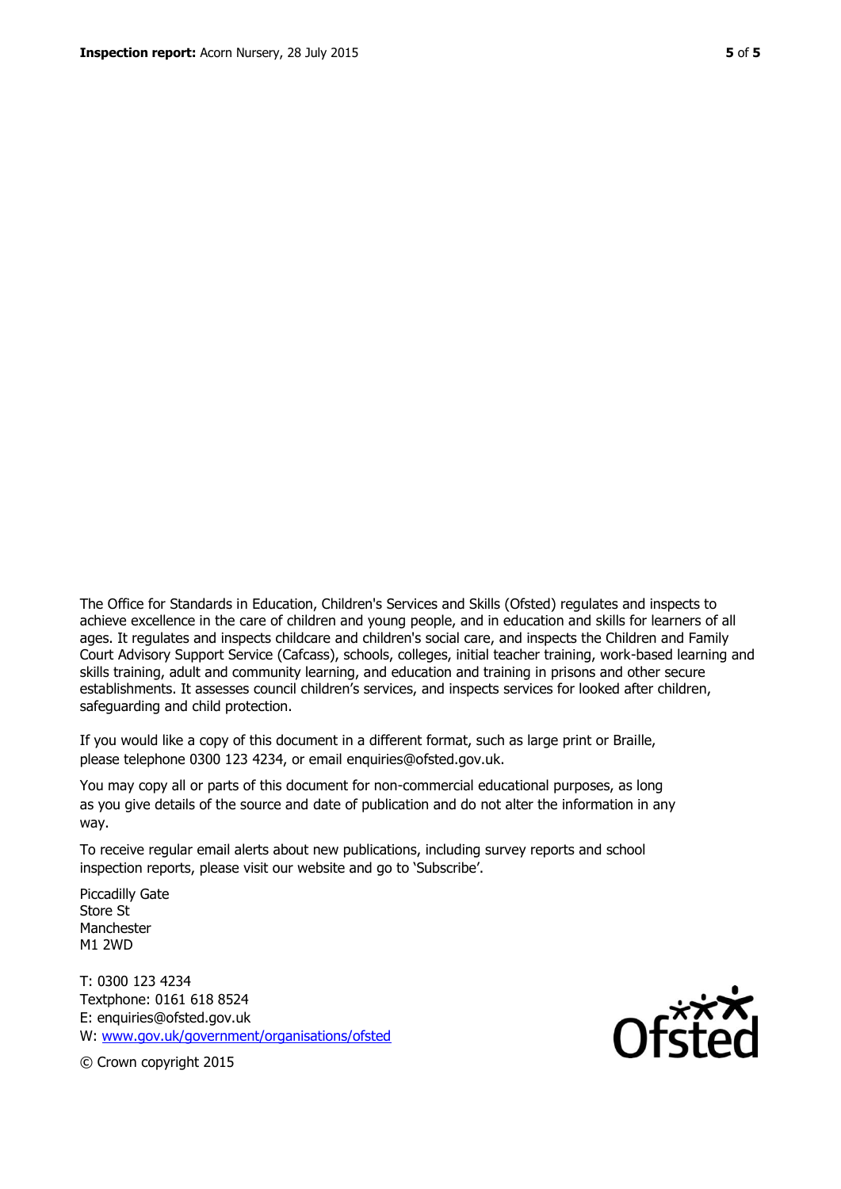The Office for Standards in Education, Children's Services and Skills (Ofsted) regulates and inspects to achieve excellence in the care of children and young people, and in education and skills for learners of all ages. It regulates and inspects childcare and children's social care, and inspects the Children and Family Court Advisory Support Service (Cafcass), schools, colleges, initial teacher training, work-based learning and skills training, adult and community learning, and education and training in prisons and other secure establishments. It assesses council children's services, and inspects services for looked after children, safeguarding and child protection.

If you would like a copy of this document in a different format, such as large print or Braille, please telephone 0300 123 4234, or email enquiries@ofsted.gov.uk.

You may copy all or parts of this document for non-commercial educational purposes, as long as you give details of the source and date of publication and do not alter the information in any way.

To receive regular email alerts about new publications, including survey reports and school inspection reports, please visit our website and go to 'Subscribe'.

Piccadilly Gate
Store St
Manchester
M1 2WD

T: 0300 123 4234
Textphone: 0161 618 8524
E: enquiries@ofsted.gov.uk
W: [www.gov.uk/government/organisations/ofsted](www.gov.uk/government/organisations/ofsted)

© Crown copyright 2015